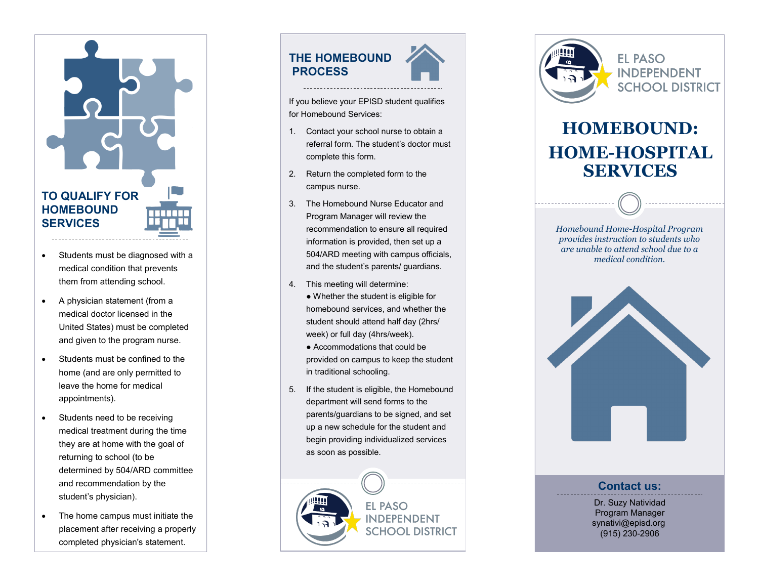## TO QUALIFY FOR HOMEBOUND SERVICES

- Students must be diagnosed with a medical condition that prevents them from attending school.
- A physician statement (from a medical doctor licensed in the United States) must be completed and given to the program nurse.
- Students must be confined to the home (and are only permitted to leave the home for medical appointments).
- Students need to be receiving medical treatment during the time they are at home with the goal of returning to school (to be determined by 504/ARD committee and recommendation by the student's physician).
- The home campus must initiate the placement after receiving a properly completed physician's statement.

## THE HOMEBOUND PROCESS

If you believe your EPISD student qualifies for Homebound Services:

1. Contact your school nurse to obtain a referral form. The student's doctor must complete this form.
2. Return the completed form to the campus nurse.
3. The Homebound Nurse Educator and Program Manager will review the recommendation to ensure all required information is provided, then set up a 504/ARD meeting with campus officials, and the student's parents/ guardians.
4. This meeting will determine:
   - Whether the student is eligible for homebound services, and whether the student should attend half day (2hrs/ week) or full day (4hrs/week).
   - Accommodations that could be provided on campus to keep the student in traditional schooling.
5. If the student is eligible, the Homebound department will send forms to the parents/guardians to be signed, and set up a new schedule for the student and begin providing individualized services as soon as possible.

EL PASO INDEPENDENT SCHOOL DISTRICT

EL PASO INDEPENDENT SCHOOL DISTRICT

# HOMEBOUND: HOME-HOSPITAL SERVICES

*Homebound Home-Hospital Program provides instruction to students who are unable to attend school due to a medical condition.*

### Contact us:

Dr. Suzy Natividad
Program Manager
synativi@episd.org
(915) 230-2906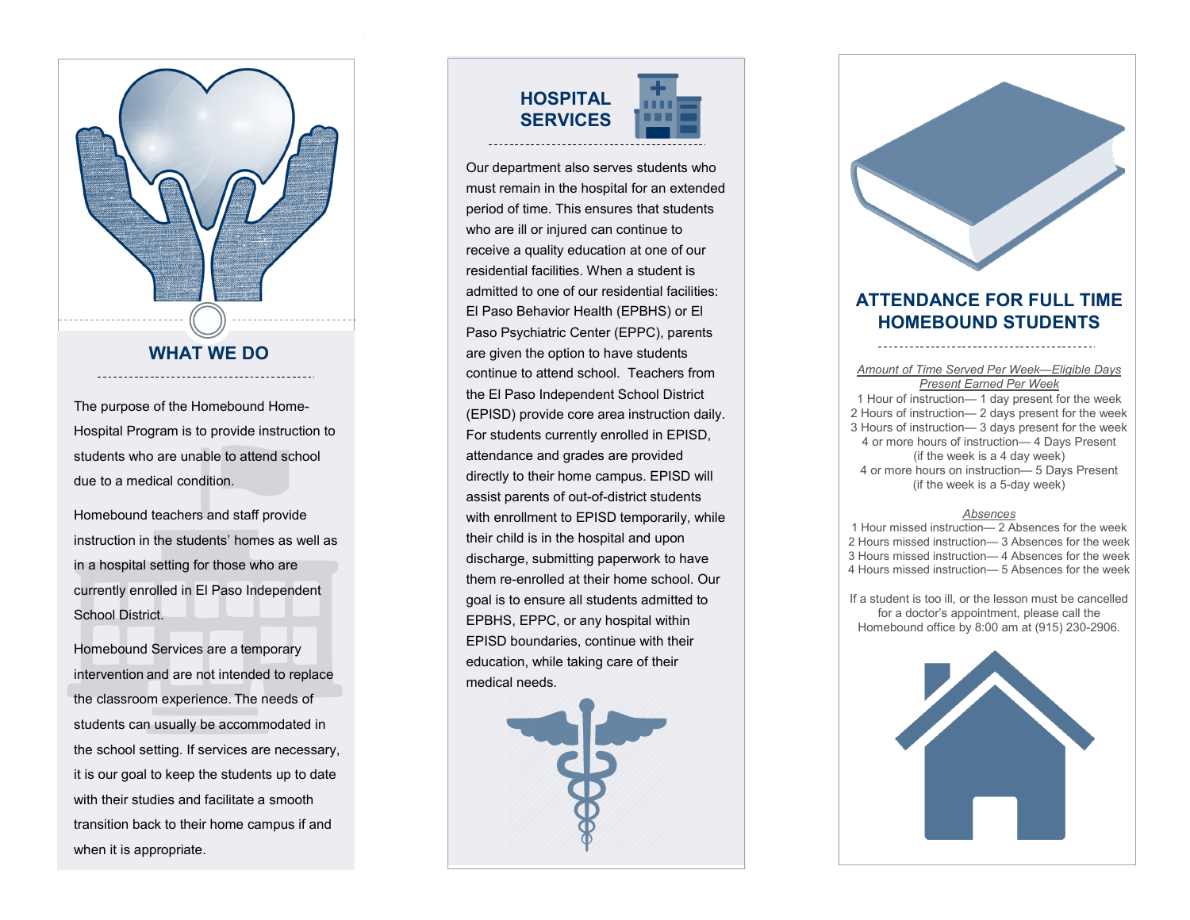## WHAT WE DO

The purpose of the Homebound Home-Hospital Program is to provide instruction to students who are unable to attend school due to a medical condition.

Homebound teachers and staff provide instruction in the students' homes as well as in a hospital setting for those who are currently enrolled in El Paso Independent School District.

Homebound Services are a temporary intervention and are not intended to replace the classroom experience. The needs of students can usually be accommodated in the school setting. If services are necessary, it is our goal to keep the students up to date with their studies and facilitate a smooth transition back to their home campus if and when it is appropriate.

## HOSPITAL SERVICES

Our department also serves students who must remain in the hospital for an extended period of time. This ensures that students who are ill or injured can continue to receive a quality education at one of our residential facilities. When a student is admitted to one of our residential facilities: El Paso Behavior Health (EPBHS) or El Paso Psychiatric Center (EPPC), parents are given the option to have students continue to attend school. Teachers from the El Paso Independent School District (EPISD) provide core area instruction daily. For students currently enrolled in EPISD, attendance and grades are provided directly to their home campus. EPISD will assist parents of out-of-district students with enrollment to EPISD temporarily, while their child is in the hospital and upon discharge, submitting paperwork to have them re-enrolled at their home school. Our goal is to ensure all students admitted to EPBHS, EPPC, or any hospital within EPISD boundaries, continue with their education, while taking care of their medical needs.

## ATTENDANCE FOR FULL TIME HOMEBOUND STUDENTS

*Amount of Time Served Per Week—Eligible Days Present Earned Per Week*

1 Hour of instruction— 1 day present for the week
2 Hours of instruction— 2 days present for the week
3 Hours of instruction— 3 days present for the week
4 or more hours of instruction— 4 Days Present (if the week is a 4 day week)
4 or more hours on instruction— 5 Days Present (if the week is a 5-day week)

*Absences*

1 Hour missed instruction— 2 Absences for the week
2 Hours missed instruction— 3 Absences for the week
3 Hours missed instruction— 4 Absences for the week
4 Hours missed instruction— 5 Absences for the week

If a student is too ill, or the lesson must be cancelled for a doctor's appointment, please call the Homebound office by 8:00 am at (915) 230-2906.